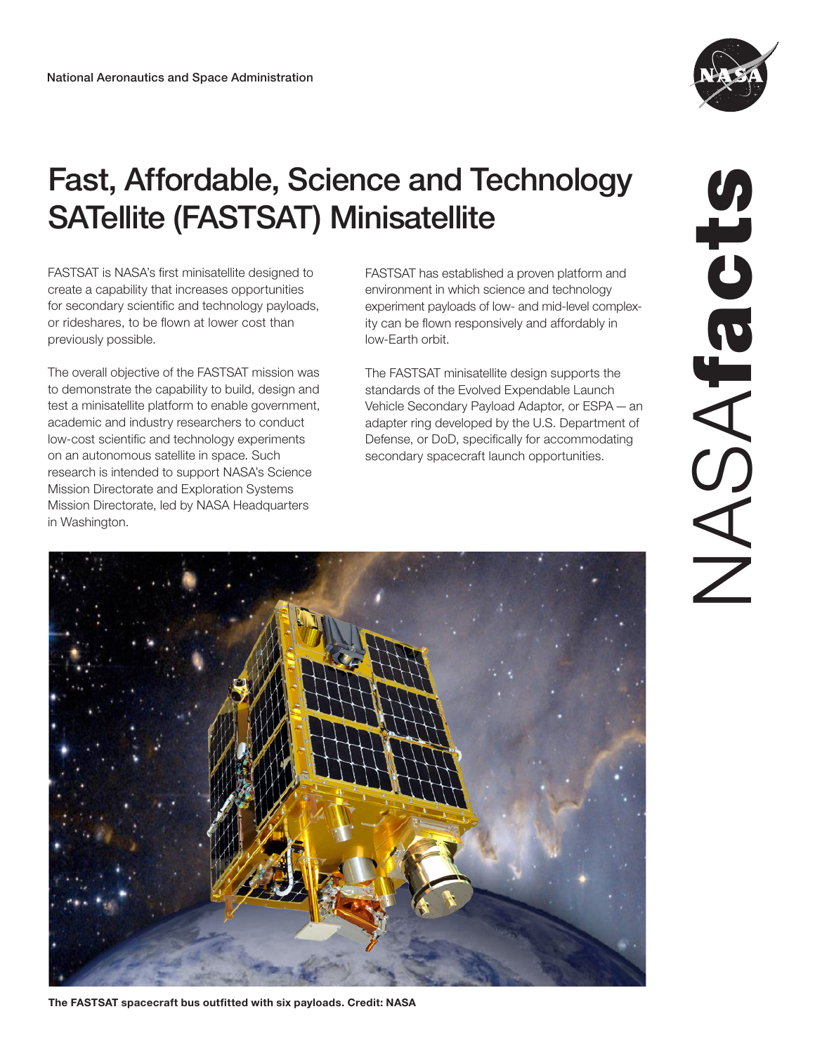National Aeronautics and Space Administration

# Fast, Affordable, Science and Technology SATellite (FASTSAT) Minisatellite

FASTSAT is NASA's first minisatellite designed to create a capability that increases opportunities for secondary scientific and technology payloads, or rideshares, to be flown at lower cost than previously possible.

The overall objective of the FASTSAT mission was to demonstrate the capability to build, design and test a minisatellite platform to enable government, academic and industry researchers to conduct low-cost scientific and technology experiments on an autonomous satellite in space. Such research is intended to support NASA's Science Mission Directorate and Exploration Systems Mission Directorate, led by NASA Headquarters in Washington.

FASTSAT has established a proven platform and environment in which science and technology experiment payloads of low- and mid-level complexity can be flown responsively and affordably in low-Earth orbit.

The FASTSAT minisatellite design supports the standards of the Evolved Expendable Launch Vehicle Secondary Payload Adaptor, or ESPA — an adapter ring developed by the U.S. Department of Defense, or DoD, specifically for accommodating secondary spacecraft launch opportunities.

**The FASTSAT spacecraft bus outfitted with six payloads. Credit: NASA**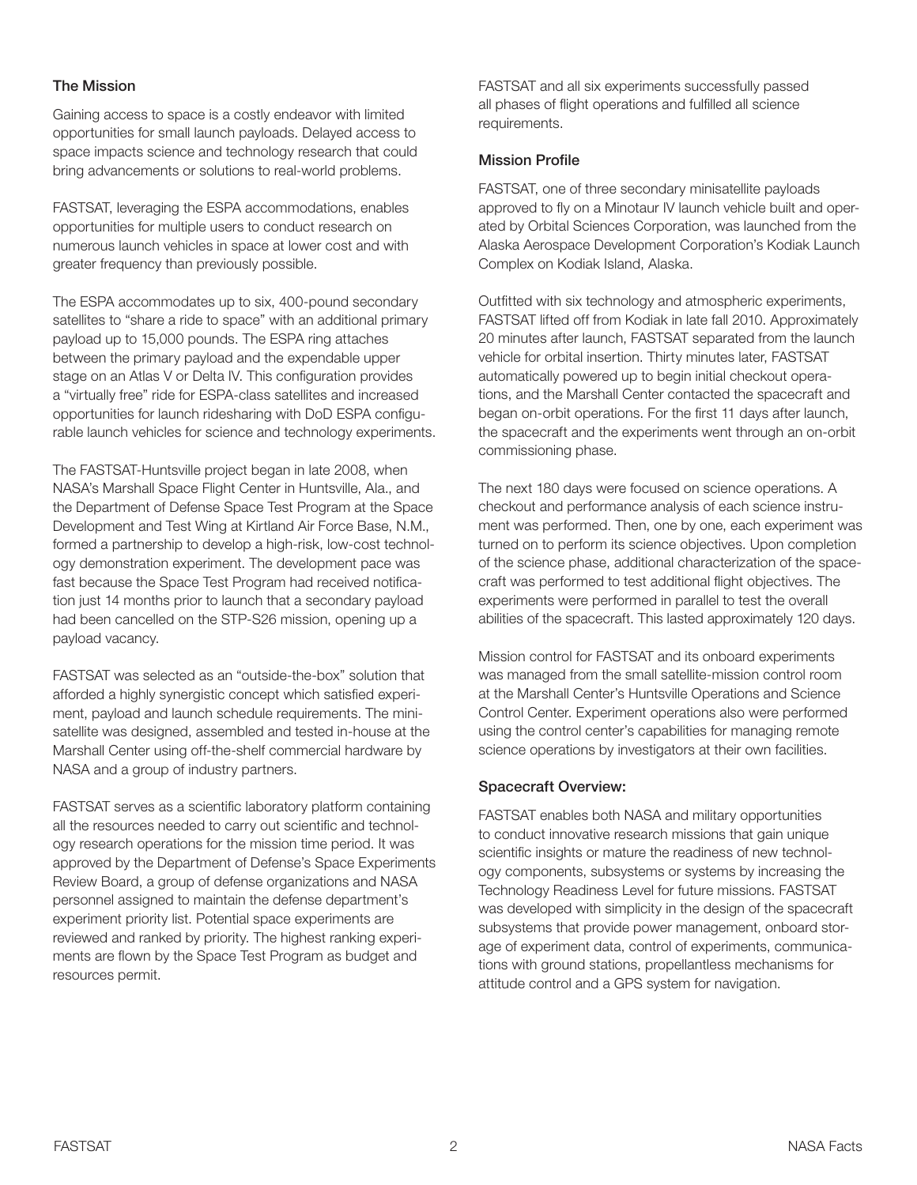## The Mission

Gaining access to space is a costly endeavor with limited opportunities for small launch payloads. Delayed access to space impacts science and technology research that could bring advancements or solutions to real-world problems.

FASTSAT, leveraging the ESPA accommodations, enables opportunities for multiple users to conduct research on numerous launch vehicles in space at lower cost and with greater frequency than previously possible.

The ESPA accommodates up to six, 400-pound secondary satellites to "share a ride to space" with an additional primary payload up to 15,000 pounds. The ESPA ring attaches between the primary payload and the expendable upper stage on an Atlas V or Delta IV. This configuration provides a "virtually free" ride for ESPA-class satellites and increased opportunities for launch ridesharing with DoD ESPA configurable launch vehicles for science and technology experiments.

The FASTSAT-Huntsville project began in late 2008, when NASA's Marshall Space Flight Center in Huntsville, Ala., and the Department of Defense Space Test Program at the Space Development and Test Wing at Kirtland Air Force Base, N.M., formed a partnership to develop a high-risk, low-cost technology demonstration experiment. The development pace was fast because the Space Test Program had received notification just 14 months prior to launch that a secondary payload had been cancelled on the STP-S26 mission, opening up a payload vacancy.

FASTSAT was selected as an "outside-the-box" solution that afforded a highly synergistic concept which satisfied experiment, payload and launch schedule requirements. The minisatellite was designed, assembled and tested in-house at the Marshall Center using off-the-shelf commercial hardware by NASA and a group of industry partners.

FASTSAT serves as a scientific laboratory platform containing all the resources needed to carry out scientific and technology research operations for the mission time period. It was approved by the Department of Defense's Space Experiments Review Board, a group of defense organizations and NASA personnel assigned to maintain the defense department's experiment priority list. Potential space experiments are reviewed and ranked by priority. The highest ranking experiments are flown by the Space Test Program as budget and resources permit.

FASTSAT and all six experiments successfully passed all phases of flight operations and fulfilled all science requirements.

## Mission Profile

FASTSAT, one of three secondary minisatellite payloads approved to fly on a Minotaur IV launch vehicle built and operated by Orbital Sciences Corporation, was launched from the Alaska Aerospace Development Corporation's Kodiak Launch Complex on Kodiak Island, Alaska.

Outfitted with six technology and atmospheric experiments, FASTSAT lifted off from Kodiak in late fall 2010. Approximately 20 minutes after launch, FASTSAT separated from the launch vehicle for orbital insertion. Thirty minutes later, FASTSAT automatically powered up to begin initial checkout operations, and the Marshall Center contacted the spacecraft and began on-orbit operations. For the first 11 days after launch, the spacecraft and the experiments went through an on-orbit commissioning phase.

The next 180 days were focused on science operations. A checkout and performance analysis of each science instrument was performed. Then, one by one, each experiment was turned on to perform its science objectives. Upon completion of the science phase, additional characterization of the spacecraft was performed to test additional flight objectives. The experiments were performed in parallel to test the overall abilities of the spacecraft. This lasted approximately 120 days.

Mission control for FASTSAT and its onboard experiments was managed from the small satellite-mission control room at the Marshall Center's Huntsville Operations and Science Control Center. Experiment operations also were performed using the control center's capabilities for managing remote science operations by investigators at their own facilities.

## Spacecraft Overview:

FASTSAT enables both NASA and military opportunities to conduct innovative research missions that gain unique scientific insights or mature the readiness of new technology components, subsystems or systems by increasing the Technology Readiness Level for future missions. FASTSAT was developed with simplicity in the design of the spacecraft subsystems that provide power management, onboard storage of experiment data, control of experiments, communications with ground stations, propellantless mechanisms for attitude control and a GPS system for navigation.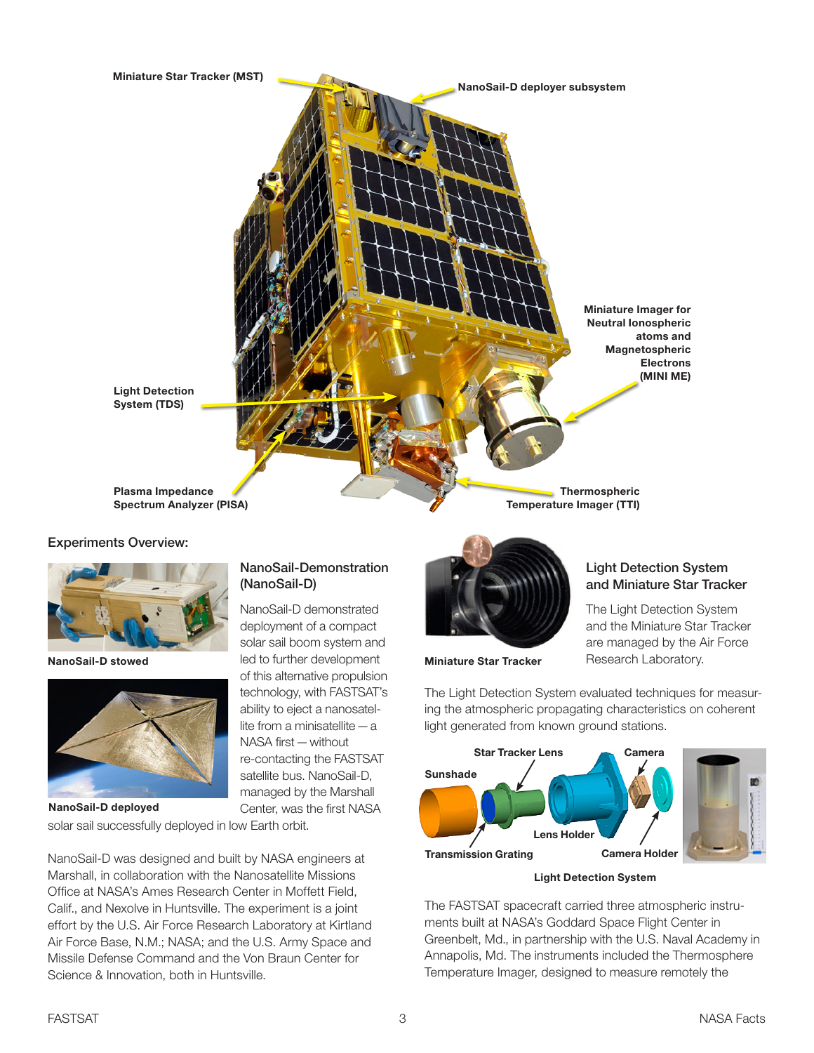Miniature Star Tracker (MST)

NanoSail-D deployer subsystem

Miniature Imager for Neutral Ionospheric atoms and Magnetospheric Electrons (MINI ME)

Light Detection System (TDS)

Plasma Impedance Spectrum Analyzer (PISA)

Thermospheric Temperature Imager (TTI)

## Experiments Overview:

**NanoSail-D stowed**

**NanoSail-D deployed**

### NanoSail-Demonstration (NanoSail-D)

NanoSail-D demonstrated deployment of a compact solar sail boom system and led to further development of this alternative propulsion technology, with FASTSAT's ability to eject a nanosatellite from a minisatellite — a NASA first — without re-contacting the FASTSAT satellite bus. NanoSail-D, managed by the Marshall Center, was the first NASA solar sail successfully deployed in low Earth orbit.

NanoSail-D was designed and built by NASA engineers at Marshall, in collaboration with the Nanosatellite Missions Office at NASA's Ames Research Center in Moffett Field, Calif., and Nexolve in Huntsville. The experiment is a joint effort by the U.S. Air Force Research Laboratory at Kirtland Air Force Base, N.M.; NASA; and the U.S. Army Space and Missile Defense Command and the Von Braun Center for Science & Innovation, both in Huntsville.

**Miniature Star Tracker**

### Light Detection System and Miniature Star Tracker

The Light Detection System and the Miniature Star Tracker are managed by the Air Force Research Laboratory.

The Light Detection System evaluated techniques for measuring the atmospheric propagating characteristics on coherent light generated from known ground stations.

Sunshade, Star Tracker Lens, Camera, Transmission Grating, Lens Holder, Camera Holder

**Light Detection System**

The FASTSAT spacecraft carried three atmospheric instruments built at NASA's Goddard Space Flight Center in Greenbelt, Md., in partnership with the U.S. Naval Academy in Annapolis, Md. The instruments included the Thermosphere Temperature Imager, designed to measure remotely the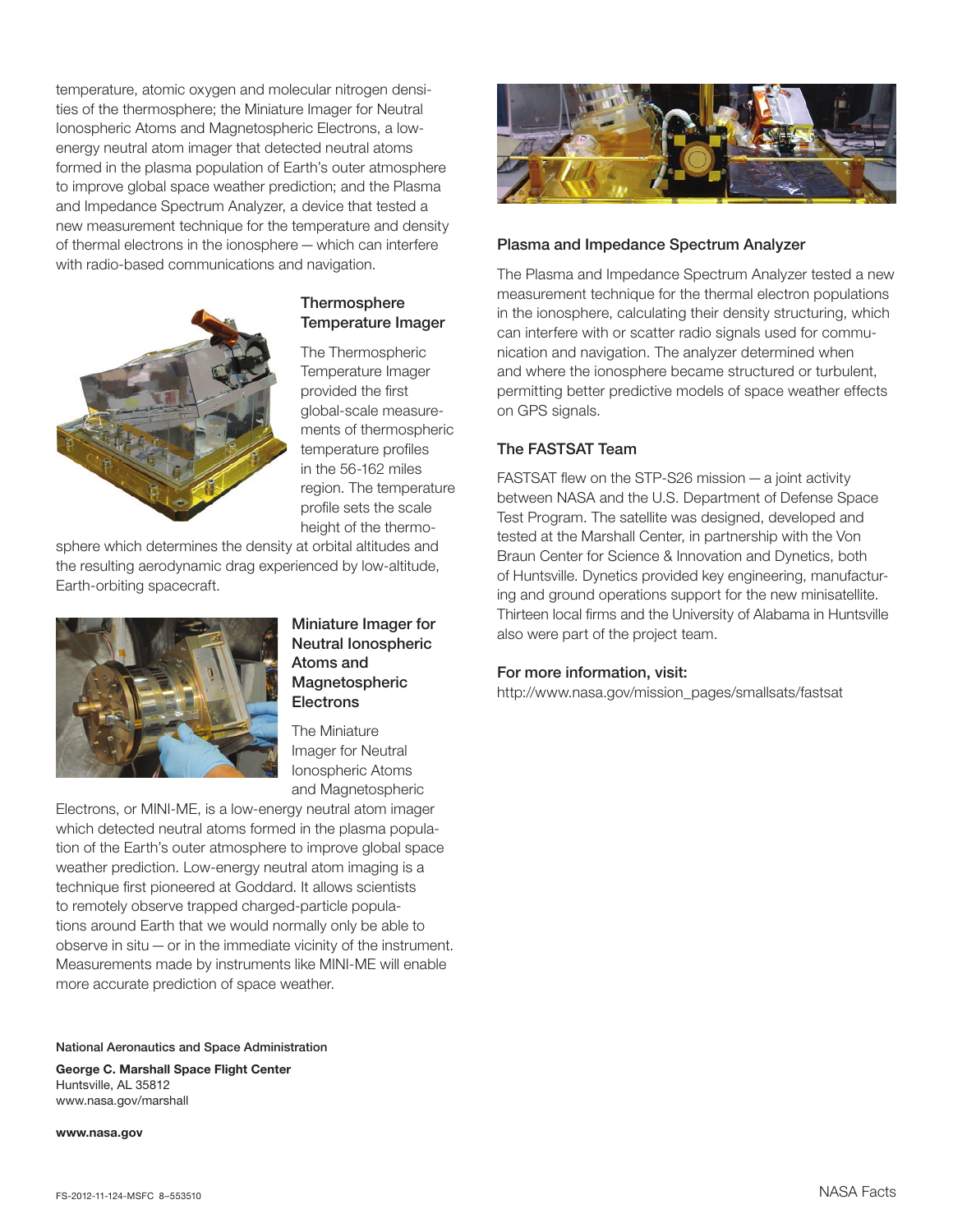temperature, atomic oxygen and molecular nitrogen densities of the thermosphere; the Miniature Imager for Neutral Ionospheric Atoms and Magnetospheric Electrons, a low-energy neutral atom imager that detected neutral atoms formed in the plasma population of Earth's outer atmosphere to improve global space weather prediction; and the Plasma and Impedance Spectrum Analyzer, a device that tested a new measurement technique for the temperature and density of thermal electrons in the ionosphere — which can interfere with radio-based communications and navigation.

### Thermosphere Temperature Imager

The Thermospheric Temperature Imager provided the first global-scale measurements of thermospheric temperature profiles in the 56-162 miles region. The temperature profile sets the scale height of the thermosphere which determines the density at orbital altitudes and the resulting aerodynamic drag experienced by low-altitude, Earth-orbiting spacecraft.

### Miniature Imager for Neutral Ionospheric Atoms and Magnetospheric Electrons

The Miniature Imager for Neutral Ionospheric Atoms and Magnetospheric Electrons, or MINI-ME, is a low-energy neutral atom imager which detected neutral atoms formed in the plasma population of the Earth's outer atmosphere to improve global space weather prediction. Low-energy neutral atom imaging is a technique first pioneered at Goddard. It allows scientists to remotely observe trapped charged-particle populations around Earth that we would normally only be able to observe in situ — or in the immediate vicinity of the instrument. Measurements made by instruments like MINI-ME will enable more accurate prediction of space weather.

### Plasma and Impedance Spectrum Analyzer

The Plasma and Impedance Spectrum Analyzer tested a new measurement technique for the thermal electron populations in the ionosphere, calculating their density structuring, which can interfere with or scatter radio signals used for communication and navigation. The analyzer determined when and where the ionosphere became structured or turbulent, permitting better predictive models of space weather effects on GPS signals.

### The FASTSAT Team

FASTSAT flew on the STP-S26 mission — a joint activity between NASA and the U.S. Department of Defense Space Test Program. The satellite was designed, developed and tested at the Marshall Center, in partnership with the Von Braun Center for Science & Innovation and Dynetics, both of Huntsville. Dynetics provided key engineering, manufacturing and ground operations support for the new minisatellite. Thirteen local firms and the University of Alabama in Huntsville also were part of the project team.

### For more information, visit:

http://www.nasa.gov/mission_pages/smallsats/fastsat

National Aeronautics and Space Administration

**George C. Marshall Space Flight Center**
Huntsville, AL 35812
www.nasa.gov/marshall

**www.nasa.gov**

FS-2012-11-124-MSFC 8–553510